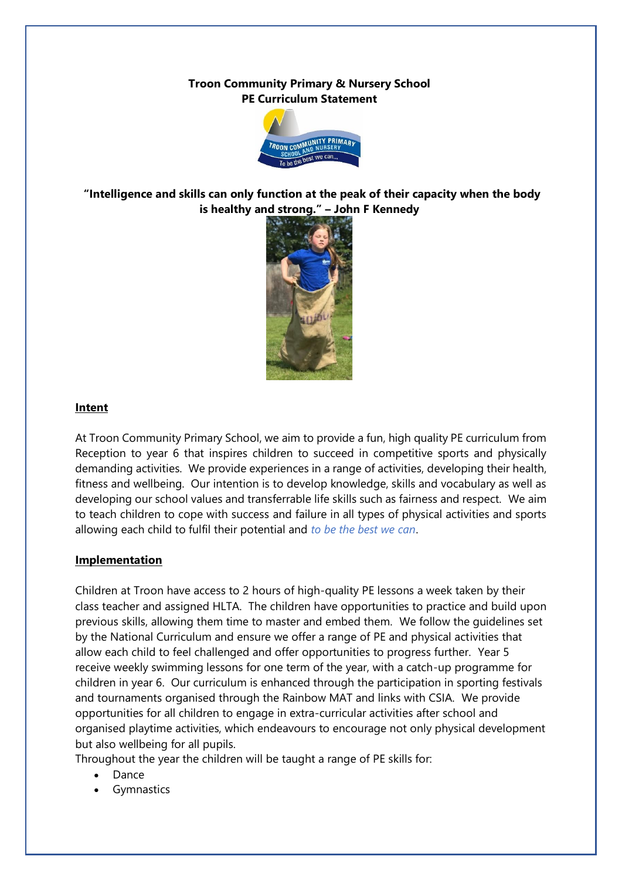**Troon Community Primary & Nursery School**
**PE Curriculum Statement**

**"Intelligence and skills can only function at the peak of their capacity when the body is healthy and strong." – John F Kennedy**

## Intent

At Troon Community Primary School, we aim to provide a fun, high quality PE curriculum from Reception to year 6 that inspires children to succeed in competitive sports and physically demanding activities. We provide experiences in a range of activities, developing their health, fitness and wellbeing. Our intention is to develop knowledge, skills and vocabulary as well as developing our school values and transferrable life skills such as fairness and respect. We aim to teach children to cope with success and failure in all types of physical activities and sports allowing each child to fulfil their potential and *to be the best we can*.

## Implementation

Children at Troon have access to 2 hours of high-quality PE lessons a week taken by their class teacher and assigned HLTA. The children have opportunities to practice and build upon previous skills, allowing them time to master and embed them. We follow the guidelines set by the National Curriculum and ensure we offer a range of PE and physical activities that allow each child to feel challenged and offer opportunities to progress further. Year 5 receive weekly swimming lessons for one term of the year, with a catch-up programme for children in year 6. Our curriculum is enhanced through the participation in sporting festivals and tournaments organised through the Rainbow MAT and links with CSIA. We provide opportunities for all children to engage in extra-curricular activities after school and organised playtime activities, which endeavours to encourage not only physical development but also wellbeing for all pupils.

Throughout the year the children will be taught a range of PE skills for:

- Dance
- Gymnastics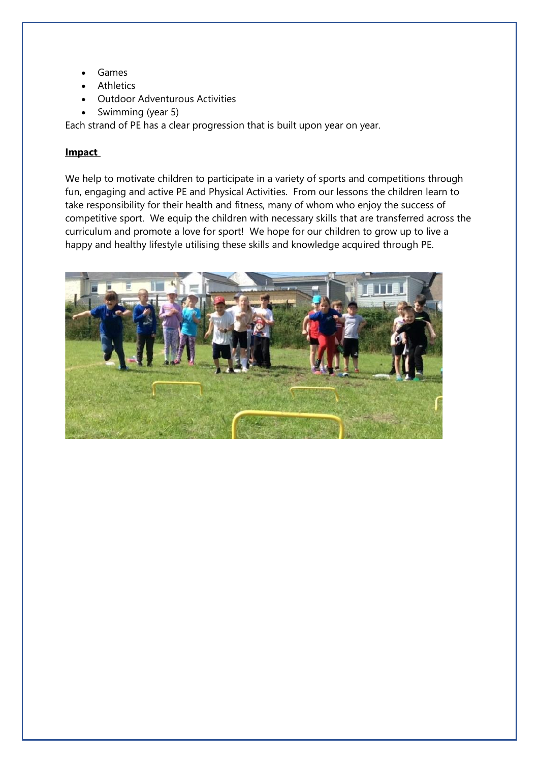- Games
- Athletics
- Outdoor Adventurous Activities
- Swimming (year 5)

Each strand of PE has a clear progression that is built upon year on year.

**Impact**

We help to motivate children to participate in a variety of sports and competitions through fun, engaging and active PE and Physical Activities. From our lessons the children learn to take responsibility for their health and fitness, many of whom who enjoy the success of competitive sport. We equip the children with necessary skills that are transferred across the curriculum and promote a love for sport! We hope for our children to grow up to live a happy and healthy lifestyle utilising these skills and knowledge acquired through PE.